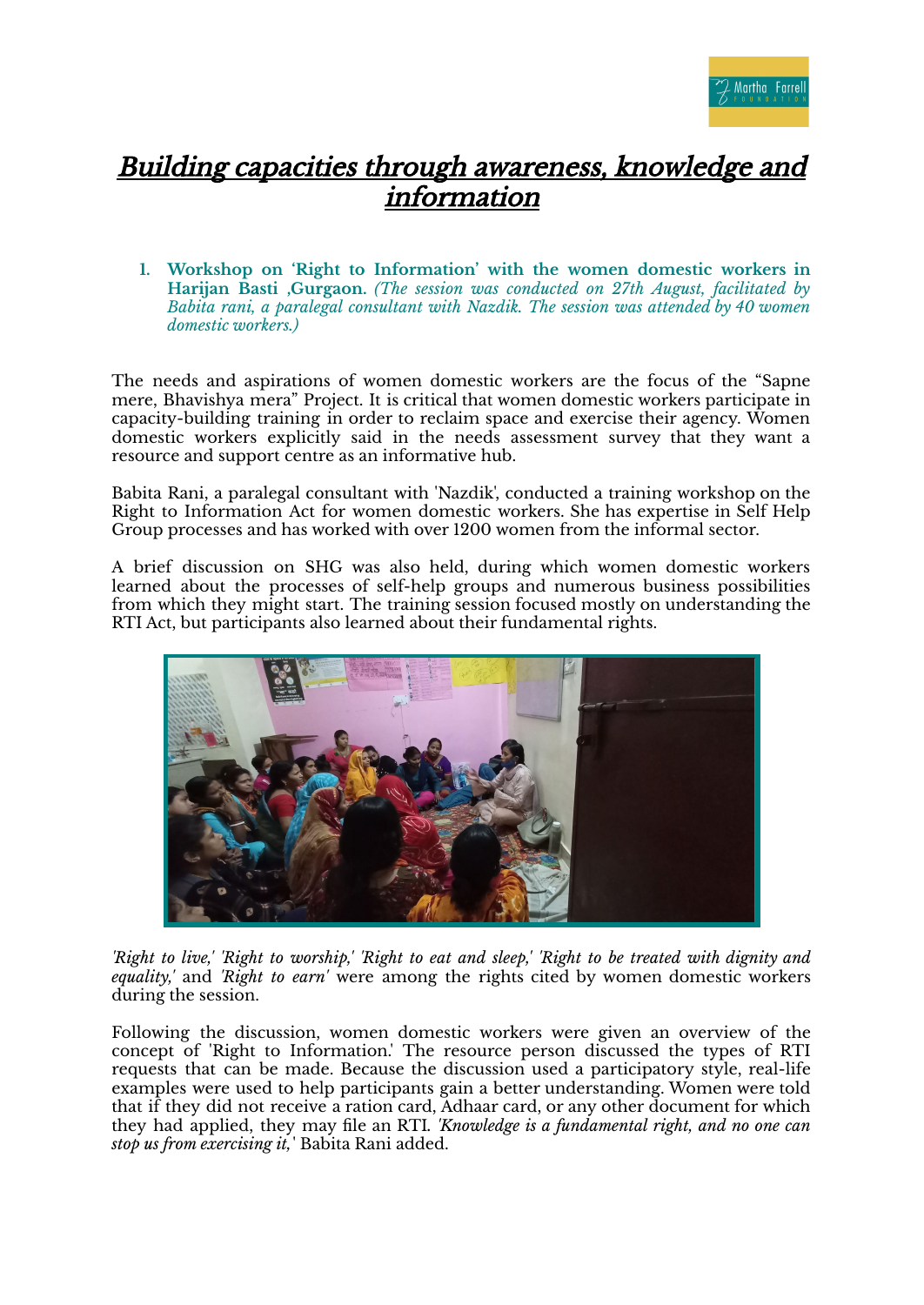# Building capacities through awareness, knowledge and information

1. **Workshop on 'Right to Information' with the women domestic workers in Harijan Basti ,Gurgaon.** *(The session was conducted on 27th August, facilitated by Babita rani, a paralegal consultant with Nazdik. The session was attended by 40 women domestic workers.)*

The needs and aspirations of women domestic workers are the focus of the "Sapne mere, Bhavishya mera" Project. It is critical that women domestic workers participate in capacity-building training in order to reclaim space and exercise their agency. Women domestic workers explicitly said in the needs assessment survey that they want a resource and support centre as an informative hub.

Babita Rani, a paralegal consultant with 'Nazdik', conducted a training workshop on the Right to Information Act for women domestic workers. She has expertise in Self Help Group processes and has worked with over 1200 women from the informal sector.

A brief discussion on SHG was also held, during which women domestic workers learned about the processes of self-help groups and numerous business possibilities from which they might start. The training session focused mostly on understanding the RTI Act, but participants also learned about their fundamental rights.

*'Right to live,' 'Right to worship,' 'Right to eat and sleep,' 'Right to be treated with dignity and equality,'* and *'Right to earn'* were among the rights cited by women domestic workers during the session.

Following the discussion, women domestic workers were given an overview of the concept of 'Right to Information.' The resource person discussed the types of RTI requests that can be made. Because the discussion used a participatory style, real-life examples were used to help participants gain a better understanding. Women were told that if they did not receive a ration card, Adhaar card, or any other document for which they had applied, they may file an RTI. *'Knowledge is a fundamental right, and no one can stop us from exercising it,'* Babita Rani added.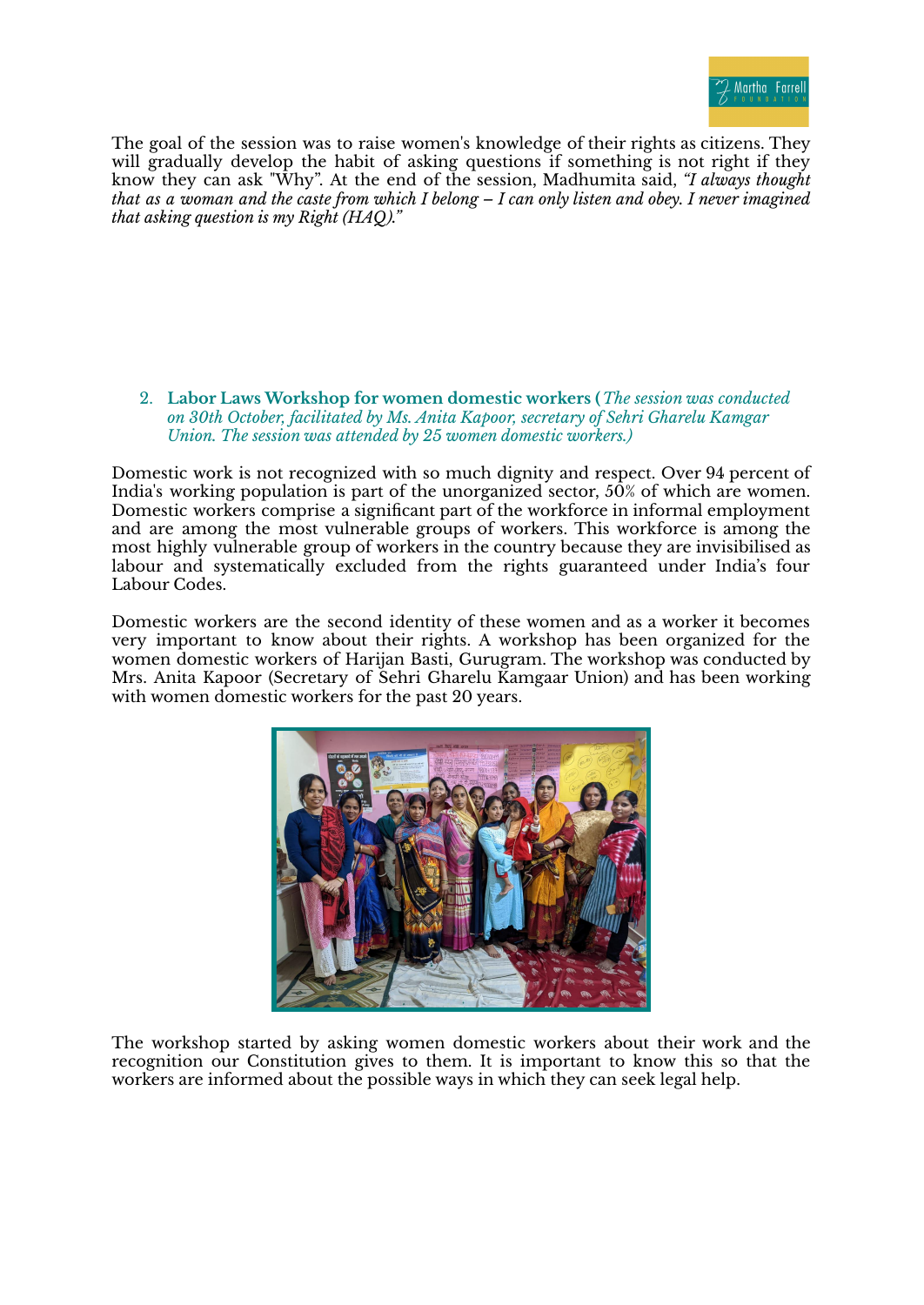The goal of the session was to raise women's knowledge of their rights as citizens. They will gradually develop the habit of asking questions if something is not right if they know they can ask "Why". At the end of the session, Madhumita said, *"I always thought that as a woman and the caste from which I belong – I can only listen and obey. I never imagined that asking question is my Right (HAQ)."*

2. **Labor Laws Workshop for women domestic workers (** *The session was conducted on 30th October, facilitated by Ms. Anita Kapoor, secretary of Sehri Gharelu Kamgar Union. The session was attended by 25 women domestic workers.)*

Domestic work is not recognized with so much dignity and respect. Over 94 percent of India's working population is part of the unorganized sector, 50% of which are women. Domestic workers comprise a significant part of the workforce in informal employment and are among the most vulnerable groups of workers. This workforce is among the most highly vulnerable group of workers in the country because they are invisibilised as labour and systematically excluded from the rights guaranteed under India's four Labour Codes.

Domestic workers are the second identity of these women and as a worker it becomes very important to know about their rights. A workshop has been organized for the women domestic workers of Harijan Basti, Gurugram. The workshop was conducted by Mrs. Anita Kapoor (Secretary of Sehri Gharelu Kamgaar Union) and has been working with women domestic workers for the past 20 years.

The workshop started by asking women domestic workers about their work and the recognition our Constitution gives to them. It is important to know this so that the workers are informed about the possible ways in which they can seek legal help.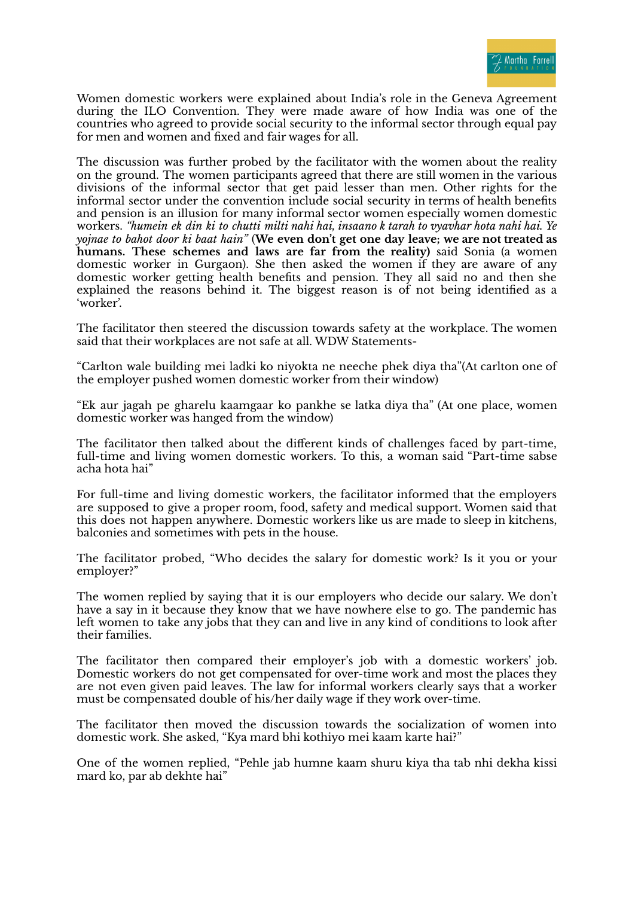Women domestic workers were explained about India's role in the Geneva Agreement during the ILO Convention. They were made aware of how India was one of the countries who agreed to provide social security to the informal sector through equal pay for men and women and fixed and fair wages for all.

The discussion was further probed by the facilitator with the women about the reality on the ground. The women participants agreed that there are still women in the various divisions of the informal sector that get paid lesser than men. Other rights for the informal sector under the convention include social security in terms of health benefits and pension is an illusion for many informal sector women especially women domestic workers. *"humein ek din ki to chutti milti nahi hai, insaano k tarah to vyavhar hota nahi hai. Ye yojnae to bahot door ki baat hain"* **(We even don't get one day leave; we are not treated as humans. These schemes and laws are far from the reality)** said Sonia (a women domestic worker in Gurgaon). She then asked the women if they are aware of any domestic worker getting health benefits and pension. They all said no and then she explained the reasons behind it. The biggest reason is of not being identified as a 'worker'.

The facilitator then steered the discussion towards safety at the workplace. The women said that their workplaces are not safe at all. WDW Statements-

"Carlton wale building mei ladki ko niyokta ne neeche phek diya tha"(At carlton one of the employer pushed women domestic worker from their window)

"Ek aur jagah pe gharelu kaamgaar ko pankhe se latka diya tha" (At one place, women domestic worker was hanged from the window)

The facilitator then talked about the different kinds of challenges faced by part-time, full-time and living women domestic workers. To this, a woman said "Part-time sabse acha hota hai"

For full-time and living domestic workers, the facilitator informed that the employers are supposed to give a proper room, food, safety and medical support. Women said that this does not happen anywhere. Domestic workers like us are made to sleep in kitchens, balconies and sometimes with pets in the house.

The facilitator probed, "Who decides the salary for domestic work? Is it you or your employer?"

The women replied by saying that it is our employers who decide our salary. We don't have a say in it because they know that we have nowhere else to go. The pandemic has left women to take any jobs that they can and live in any kind of conditions to look after their families.

The facilitator then compared their employer's job with a domestic workers' job. Domestic workers do not get compensated for over-time work and most the places they are not even given paid leaves. The law for informal workers clearly says that a worker must be compensated double of his/her daily wage if they work over-time.

The facilitator then moved the discussion towards the socialization of women into domestic work. She asked, "Kya mard bhi kothiyo mei kaam karte hai?"

One of the women replied, "Pehle jab humne kaam shuru kiya tha tab nhi dekha kissi mard ko, par ab dekhte hai"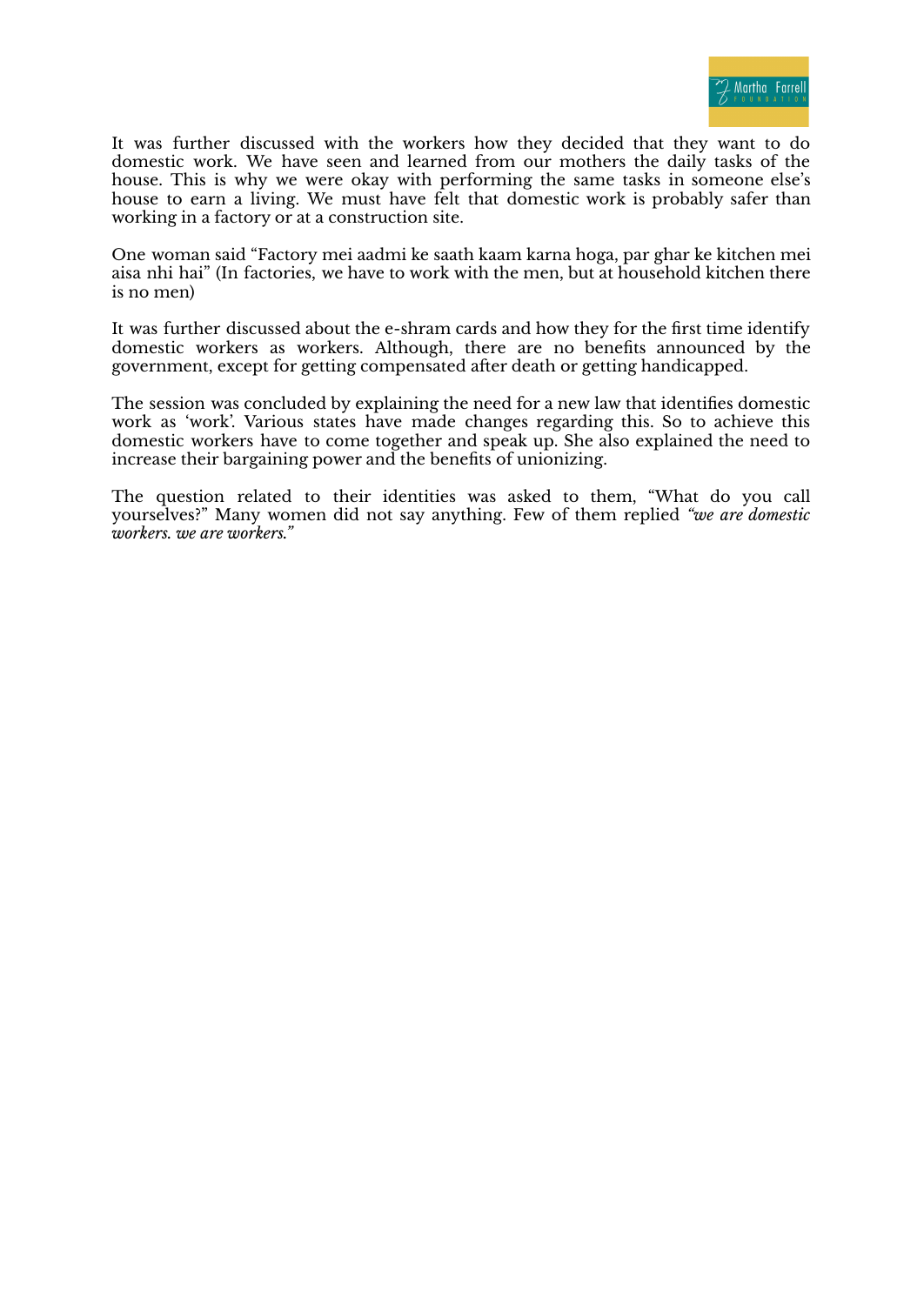It was further discussed with the workers how they decided that they want to do domestic work. We have seen and learned from our mothers the daily tasks of the house. This is why we were okay with performing the same tasks in someone else's house to earn a living. We must have felt that domestic work is probably safer than working in a factory or at a construction site.

One woman said "Factory mei aadmi ke saath kaam karna hoga, par ghar ke kitchen mei aisa nhi hai" (In factories, we have to work with the men, but at household kitchen there is no men)

It was further discussed about the e-shram cards and how they for the first time identify domestic workers as workers. Although, there are no benefits announced by the government, except for getting compensated after death or getting handicapped.

The session was concluded by explaining the need for a new law that identifies domestic work as 'work'. Various states have made changes regarding this. So to achieve this domestic workers have to come together and speak up. She also explained the need to increase their bargaining power and the benefits of unionizing.

The question related to their identities was asked to them, "What do you call yourselves?" Many women did not say anything. Few of them replied *"we are domestic workers. we are workers."*